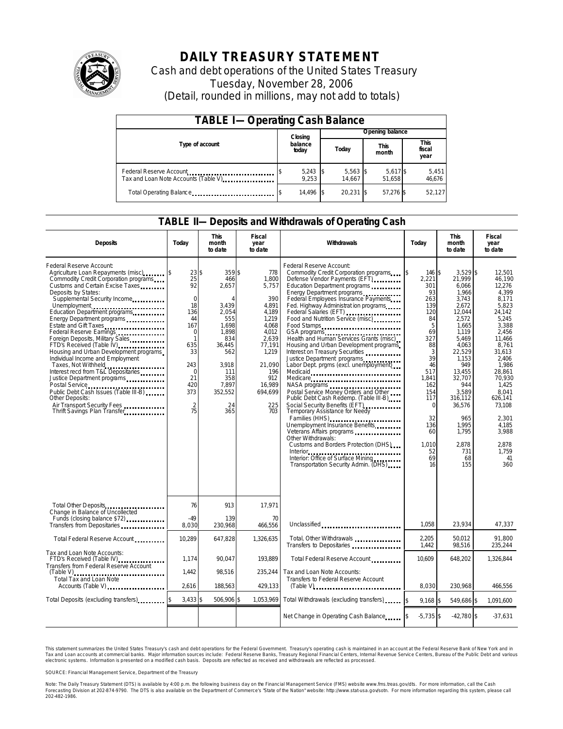# DAILY TREASURY STATEMENT

Cash and debt operations of the United States Treasury

Tuesday, November 28, 2006

(Detail, rounded in millions, may not add to totals)

| TABLE I—Operating Cash Balance | | | | |
|---|---|---|---|---|
| Type of account | Closing balance today | Opening balance | | |
| | | Today | This month | This fiscal year |
| Federal Reserve Account | $ 5,243 | $ 5,563 | $ 5,617 | $ 5,451 |
| Tax and Loan Note Accounts (Table V) | 9,253 | 14,667 | 51,658 | 46,676 |
| Total Operating Balance | $ 14,496 | $ 20,231 | $ 57,276 | $ 52,127 |

## TABLE II—Deposits and Withdrawals of Operating Cash

| Deposits | Today | This month to date | Fiscal year to date | Withdrawals | Today | This month to date | Fiscal year to date |
|---|---|---|---|---|---|---|---|
| Federal Reserve Account: | | | | Federal Reserve Account: | | | |
| Agriculture Loan Repayments (misc) | $ 23 | $ 359 | $ 778 | Commodity Credit Corporation programs | $ 146 | $ 3,529 | $ 12,501 |
| Commodity Credit Corporation programs | 25 | 466 | 1,800 | Defense Vendor Payments (EFT) | 2,221 | 21,999 | 46,190 |
| Customs and Certain Excise Taxes | 92 | 2,657 | 5,757 | Education Department programs | 301 | 6,066 | 12,276 |
| Deposits by States: | | | | Energy Department programs | 93 | 1,966 | 4,399 |
| Supplemental Security Income | 0 | 4 | 390 | Federal Employees Insurance Payments | 263 | 3,743 | 8,171 |
| Unemployment | 18 | 3,439 | 4,891 | Fed. Highway Administration programs | 139 | 2,672 | 5,823 |
| Education Department programs | 136 | 2,054 | 4,189 | Federal Salaries (EFT) | 120 | 12,044 | 24,142 |
| Energy Department programs | 44 | 555 | 1,219 | Food and Nutrition Service (misc) | 84 | 2,572 | 5,245 |
| Estate and Gift Taxes | 167 | 1,698 | 4,068 | Food Stamps | 5 | 1,665 | 3,388 |
| Federal Reserve Earnings | 0 | 1,898 | 4,012 | GSA programs | 69 | 1,119 | 2,456 |
| Foreign Deposits, Military Sales | 1 | 834 | 2,639 | Health and Human Services Grants (misc) | 327 | 5,469 | 11,466 |
| FTD's Received (Table IV) | 635 | 36,445 | 77,191 | Housing and Urban Development programs | 88 | 4,063 | 8,761 |
| Housing and Urban Development programs | 33 | 562 | 1,219 | Interest on Treasury Securities | 3 | 22,529 | 31,613 |
| Individual Income and Employment Taxes, Not Withheld | 243 | 3,918 | 21,090 | Justice Department programs | 39 | 1,153 | 2,406 |
| Interest recd from T&L Depositaries | 0 | 111 | 196 | Labor Dept. prgms (excl. unemployment) | 46 | 949 | 1,986 |
| Justice Department programs | 21 | 358 | 912 | Medicaid | 517 | 13,455 | 28,861 |
| Postal Service | 420 | 7,897 | 16,989 | Medicare | 1,841 | 32,707 | 70,930 |
| Public Debt Cash Issues (Table III-B) | 373 | 352,552 | 694,699 | NASA programs | 162 | 944 | 1,425 |
| Other Deposits: | | | | Postal Service Money Orders and Other | 154 | 3,589 | 8,041 |
| Air Transport Security Fees | 2 | 24 | 225 | Public Debt Cash Redemp. (Table III-B) | 117 | 316,112 | 626,141 |
| Thrift Savings Plan Transfer | 75 | 365 | 703 | Social Security Benefits (EFT) | 0 | 36,576 | 73,108 |
| | | | | Temporary Assistance for Needy Families (HHS) | 32 | 965 | 2,301 |
| | | | | Unemployment Insurance Benefits | 136 | 1,995 | 4,185 |
| | | | | Veterans Affairs programs | 60 | 1,795 | 3,988 |
| | | | | Other Withdrawals: | | | |
| | | | | Customs and Borders Protection (DHS) | 1,010 | 2,878 | 2,878 |
| | | | | Interior | 52 | 731 | 1,759 |
| | | | | Interior: Office of Surface Mining | 69 | 68 | 41 |
| | | | | Transportation Security Admin. (DHS) | 16 | 155 | 360 |
| Total Other Deposits | 76 | 913 | 17,971 | | | | |
| Change in Balance of Uncollected Funds (closing balance $72) | -49 | 139 | 70 | | | | |
| Transfers from Depositaries | 8,030 | 230,968 | 466,556 | Unclassified | 1,058 | 23,934 | 47,337 |
| Total Federal Reserve Account | 10,289 | 647,828 | 1,326,635 | Total, Other Withdrawals | 2,205 | 50,012 | 91,800 |
| | | | | Transfers to Depositaries | 1,442 | 98,516 | 235,244 |
| Tax and Loan Note Accounts: | | | | Total Federal Reserve Account | 10,609 | 648,202 | 1,326,844 |
| FTD's Received (Table IV) | 1,174 | 90,047 | 193,889 | | | | |
| Transfers from Federal Reserve Account (Table V) | 1,442 | 98,516 | 235,244 | Tax and Loan Note Accounts: | | | |
| Total Tax and Loan Note Accounts (Table V) | 2,616 | 188,563 | 429,133 | Transfers to Federal Reserve Account (Table V) | 8,030 | 230,968 | 466,556 |
| Total Deposits (excluding transfers) | $ 3,433 | $ 506,906 | $ 1,053,969 | Total Withdrawals (excluding transfers) | $ 9,168 | $ 549,686 | $ 1,091,600 |
| | | | | Net Change in Operating Cash Balance | $ -5,735 | $ -42,780 | $ -37,631 |

This statement summarizes the United States Treasury's cash and debt operations for the Federal Government. Treasury's operating cash is maintained in an account at the Federal Reserve Bank of New York and in Tax and Loan accounts at commercial banks. Major information sources include: Federal Reserve Banks, Treasury Regional Financial Centers, Internal Revenue Service Centers, Bureau of the Public Debt and various electronic systems. Information is presented on a modified cash basis. Deposits are reflected as received and withdrawals are reflected as processed.

SOURCE: Financial Management Service, Department of the Treasury

Note: The Daily Treasury Statement (DTS) is available by 4:00 p.m. the following business day on the Financial Management Service (FMS) website www.fms.treas.gov/dts. For more information, call the Cash Forecasting Division at 202-874-9790. The DTS is also available on the Department of Commerce's "State of the Nation" website: http://www.stat-usa.gov/sotn. For more information regarding this system, please call 202-482-1986.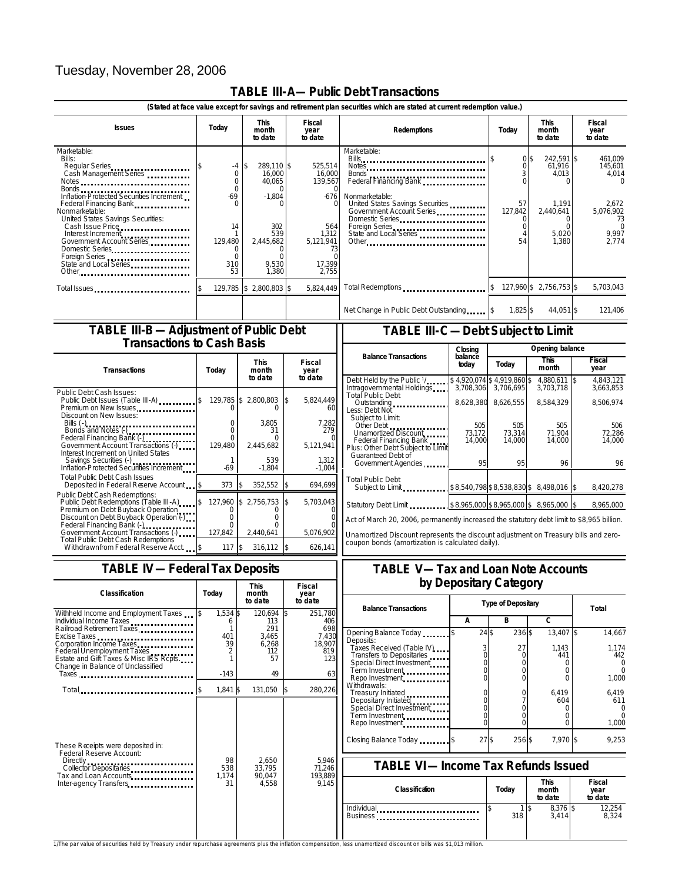Tuesday, November 28, 2006

## TABLE III-A— Public Debt Transactions

(Stated at face value except for savings and retirement plan securities which are stated at current redemption value.)

| Issues | Today | This month to date | Fiscal year to date | Redemptions | Today | This month to date | Fiscal year to date |
|---|---|---|---|---|---|---|---|
| Marketable: | | | | Marketable: | | | |
| Bills: | | | | Bills | $ 0 | $ 242,591 | $ 461,009 |
| Regular Series | $ -4 | $ 289,110 | $ 525,514 | Notes | 0 | 61,916 | 145,601 |
| Cash Management Series | 0 | 16,000 | 16,000 | Bonds | 3 | 4,013 | 4,014 |
| Notes | 0 | 40,065 | 139,567 | Federal Financing Bank | 0 | 0 | 0 |
| Bonds | 0 | 0 | 0 | | | | |
| Inflation-Protected Securities Increment | -69 | -1,804 | -676 | Nonmarketable: | | | |
| Federal Financing Bank | 0 | 0 | 0 | United States Savings Securities | 57 | 1,191 | 2,672 |
| Nonmarketable: | | | | Government Account Series | 127,842 | 2,440,641 | 5,076,902 |
| United States Savings Securities: | | | | Domestic Series | 0 | 0 | 73 |
| Cash Issue Price | 14 | 302 | 564 | Foreign Series | 0 | 0 | 0 |
| Interest Increment | 1 | 539 | 1,312 | State and Local Series | 4 | 5,020 | 9,997 |
| Government Account Series | 129,480 | 2,445,682 | 5,121,941 | Other | 54 | 1,380 | 2,774 |
| Domestic Series | 0 | 0 | 73 | | | | |
| Foreign Series | 0 | 0 | 0 | | | | |
| State and Local Series | 310 | 9,530 | 17,399 | | | | |
| Other | 53 | 1,380 | 2,755 | | | | |
| Total Issues | $ 129,785 | $ 2,800,803 | $ 5,824,449 | Total Redemptions | $ 127,960 | $ 2,756,753 | $ 5,703,043 |
| | | | | Net Change in Public Debt Outstanding | $ 1,825 | $ 44,051 | $ 121,406 |

## TABLE III-B — Adjustment of Public Debt Transactions to Cash Basis

| Transactions | Today | This month to date | Fiscal year to date |
|---|---|---|---|
| Public Debt Cash Issues: | | | |
| Public Debt Issues (Table III-A) | $ 129,785 | $ 2,800,803 | $ 5,824,449 |
| Premium on New Issues | 0 | 0 | 60 |
| Discount on New Issues: | | | |
| Bills (-) | 0 | 3,805 | 7,282 |
| Bonds and Notes (-) | 0 | 31 | 279 |
| Federal Financing Bank (-) | 0 | 0 | 0 |
| Government Account Transactions (-) | 129,480 | 2,445,682 | 5,121,941 |
| Interest Increment on United States Savings Securities (-) | 1 | 539 | 1,312 |
| Inflation-Protected Securities Increment | -69 | -1,804 | -1,004 |
| Total Public Debt Cash Issues Deposited in Federal Reserve Account | $ 373 | $ 352,552 | $ 694,699 |
| Public Debt Cash Redemptions: | | | |
| Public Debt Redemptions (Table III-A) | $ 127,960 | $ 2,756,753 | $ 5,703,043 |
| Premium on Debt Buyback Operation | 0 | 0 | 0 |
| Discount on Debt Buyback Operation (-) | 0 | 0 | 0 |
| Federal Financing Bank (-) | 0 | 0 | 0 |
| Government Account Transactions (-) | 127,842 | 2,440,641 | 5,076,902 |
| Total Public Debt Cash Redemptions Withdrawnfrom Federal Reserve Acct. | $ 117 | $ 316,112 | $ 626,141 |

## TABLE III-C — Debt Subject to Limit

| Balance Transactions | Closing balance today | Opening balance Today | Opening balance This month | Opening balance Fiscal year |
|---|---|---|---|---|
| Debt Held by the Public 1/ | $ 4,920,074 | $ 4,919,860 | $ 4,880,611 | $ 4,843,121 |
| Intragovernmental Holdings | 3,708,306 | 3,706,695 | 3,703,718 | 3,663,853 |
| Total Public Debt Outstanding | 8,628,380 | 8,626,555 | 8,584,329 | 8,506,974 |
| Less: Debt Not Subject to Limit: | | | | |
| Other Debt | 505 | 505 | 505 | 506 |
| Unamortized Discount | 73,172 | 73,314 | 71,904 | 72,286 |
| Federal Financing Bank | 14,000 | 14,000 | 14,000 | 14,000 |
| Plus: Other Debt Subject to Limit Guaranteed Debt of Government Agencies | 95 | 95 | 96 | 96 |
| Total Public Debt Subject to Limit | $ 8,540,798 | $ 8,538,830 | $ 8,498,016 | $ 8,420,278 |
| Statutory Debt Limit | $ 8,965,000 | $ 8,965,000 | $ 8,965,000 | $ 8,965,000 |

Act of March 20, 2006, permanently increased the statutory debt limit to $8,965 billion.

Unamortized Discount represents the discount adjustment on Treasury bills and zero-coupon bonds (amortization is calculated daily).

## TABLE IV — Federal Tax Deposits

| Classification | Today | This month to date | Fiscal year to date |
|---|---|---|---|
| Withheld Income and Employment Taxes | $ 1,534 | $ 120,694 | $ 251,780 |
| Individual Income Taxes | 6 | 113 | 406 |
| Railroad Retirement Taxes | 1 | 291 | 698 |
| Excise Taxes | 401 | 3,465 | 7,430 |
| Corporation Income Taxes | 39 | 6,268 | 18,907 |
| Federal Unemployment Taxes | 2 | 112 | 819 |
| Estate and Gift Taxes & Misc IRS Rcpts. | 1 | 57 | 123 |
| Change in Balance of Unclassified Taxes | -143 | 49 | 63 |
| Total | $ 1,841 | $ 131,050 | $ 280,226 |
| These Receipts were deposited in: | | | |
| Federal Reserve Account: | | | |
| Directly | 98 | 2,650 | 5,946 |
| Collector Depositaries | 538 | 33,795 | 71,246 |
| Tax and Loan Accounts | 1,174 | 90,047 | 193,889 |
| Inter-agency Transfers | 31 | 4,558 | 9,145 |

## TABLE V— Tax and Loan Note Accounts by Depositary Category

| Balance Transactions | Type of Depositary A | Type of Depositary B | Type of Depositary C | Total |
|---|---|---|---|---|
| Opening Balance Today | $ 24 | $ 236 | $ 13,407 | $ 14,667 |
| Deposits: | | | | |
| Taxes Received (Table IV) | 3 | 27 | 1,143 | 1,174 |
| Transfers to Depositaries | 0 | 0 | 441 | 442 |
| Special Direct Investment | 0 | 0 | 0 | 0 |
| Term Investment | 0 | 0 | 0 | 0 |
| Repo Investment | 0 | 0 | 0 | 1,000 |
| Withdrawals: | | | | |
| Treasury Initiated | 0 | 0 | 6,419 | 6,419 |
| Depositary Initiated | 0 | 7 | 604 | 611 |
| Special Direct Investment | 0 | 0 | 0 | 0 |
| Term Investment | 0 | 0 | 0 | 0 |
| Repo Investment | 0 | 0 | 0 | 1,000 |
| Closing Balance Today | $ 27 | $ 256 | $ 7,970 | $ 9,253 |

## TABLE VI— Income Tax Refunds Issued

| Classification | Today | This month to date | Fiscal year to date |
|---|---|---|---|
| Individual | $ 1 | $ 8,376 | $ 12,254 |
| Business | 318 | 3,414 | 8,324 |

1/The par value of securities held by Treasury under repurchase agreements plus the inflation compensation, less unamortized discount on bills was $1,013 million.